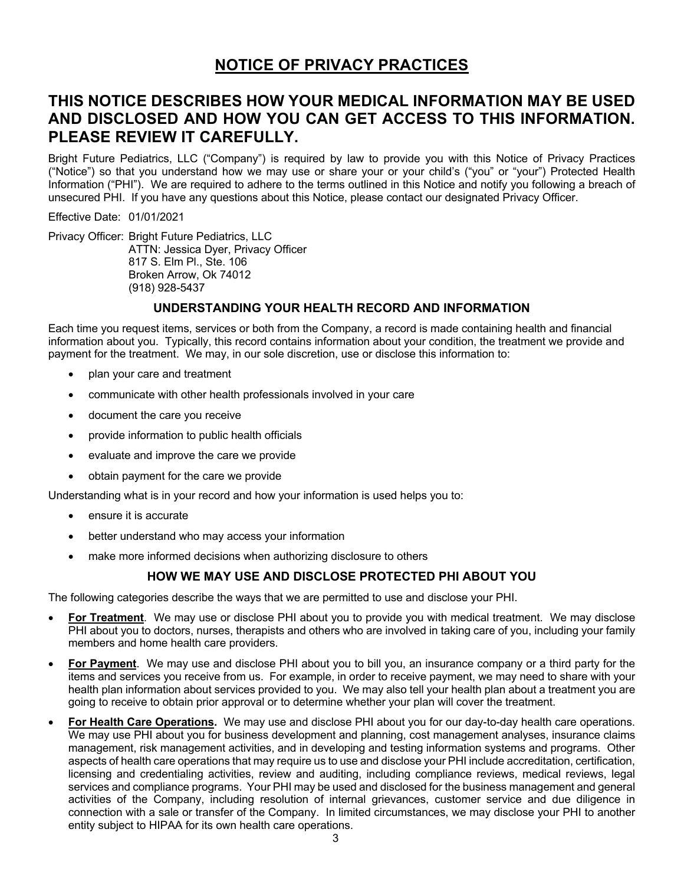# NOTICE OF PRIVACY PRACTICES

## THIS NOTICE DESCRIBES HOW YOUR MEDICAL INFORMATION MAY BE USED AND DISCLOSED AND HOW YOU CAN GET ACCESS TO THIS INFORMATION. PLEASE REVIEW IT CAREFULLY.

Bright Future Pediatrics, LLC ("Company") is required by law to provide you with this Notice of Privacy Practices ("Notice") so that you understand how we may use or share your or your child's ("you" or "your") Protected Health Information ("PHI"). We are required to adhere to the terms outlined in this Notice and notify you following a breach of unsecured PHI. If you have any questions about this Notice, please contact our designated Privacy Officer.

Effective Date: 01/01/2021

Privacy Officer: Bright Future Pediatrics, LLC
ATTN: Jessica Dyer, Privacy Officer
817 S. Elm Pl., Ste. 106
Broken Arrow, Ok 74012
(918) 928-5437

### UNDERSTANDING YOUR HEALTH RECORD AND INFORMATION

Each time you request items, services or both from the Company, a record is made containing health and financial information about you. Typically, this record contains information about your condition, the treatment we provide and payment for the treatment. We may, in our sole discretion, use or disclose this information to:

- plan your care and treatment
- communicate with other health professionals involved in your care
- document the care you receive
- provide information to public health officials
- evaluate and improve the care we provide
- obtain payment for the care we provide

Understanding what is in your record and how your information is used helps you to:

- ensure it is accurate
- better understand who may access your information
- make more informed decisions when authorizing disclosure to others

### HOW WE MAY USE AND DISCLOSE PROTECTED PHI ABOUT YOU

The following categories describe the ways that we are permitted to use and disclose your PHI.

- **For Treatment**. We may use or disclose PHI about you to provide you with medical treatment. We may disclose PHI about you to doctors, nurses, therapists and others who are involved in taking care of you, including your family members and home health care providers.
- **For Payment**. We may use and disclose PHI about you to bill you, an insurance company or a third party for the items and services you receive from us. For example, in order to receive payment, we may need to share with your health plan information about services provided to you. We may also tell your health plan about a treatment you are going to receive to obtain prior approval or to determine whether your plan will cover the treatment.
- **For Health Care Operations.** We may use and disclose PHI about you for our day-to-day health care operations. We may use PHI about you for business development and planning, cost management analyses, insurance claims management, risk management activities, and in developing and testing information systems and programs. Other aspects of health care operations that may require us to use and disclose your PHI include accreditation, certification, licensing and credentialing activities, review and auditing, including compliance reviews, medical reviews, legal services and compliance programs. Your PHI may be used and disclosed for the business management and general activities of the Company, including resolution of internal grievances, customer service and due diligence in connection with a sale or transfer of the Company. In limited circumstances, we may disclose your PHI to another entity subject to HIPAA for its own health care operations.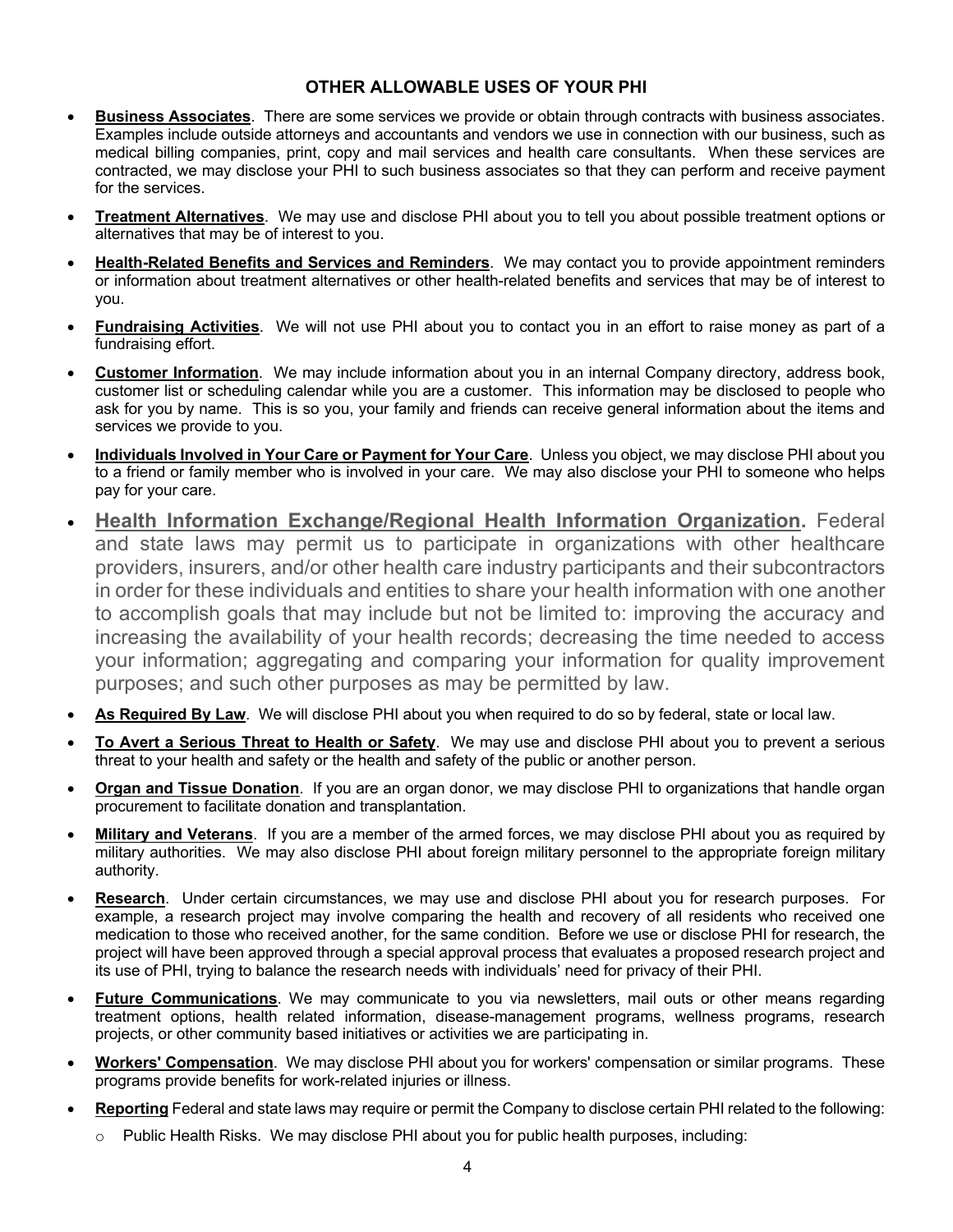## OTHER ALLOWABLE USES OF YOUR PHI

- **Business Associates**. There are some services we provide or obtain through contracts with business associates. Examples include outside attorneys and accountants and vendors we use in connection with our business, such as medical billing companies, print, copy and mail services and health care consultants. When these services are contracted, we may disclose your PHI to such business associates so that they can perform and receive payment for the services.
- **Treatment Alternatives**. We may use and disclose PHI about you to tell you about possible treatment options or alternatives that may be of interest to you.
- **Health-Related Benefits and Services and Reminders**. We may contact you to provide appointment reminders or information about treatment alternatives or other health-related benefits and services that may be of interest to you.
- **Fundraising Activities**. We will not use PHI about you to contact you in an effort to raise money as part of a fundraising effort.
- **Customer Information**. We may include information about you in an internal Company directory, address book, customer list or scheduling calendar while you are a customer. This information may be disclosed to people who ask for you by name. This is so you, your family and friends can receive general information about the items and services we provide to you.
- **Individuals Involved in Your Care or Payment for Your Care**. Unless you object, we may disclose PHI about you to a friend or family member who is involved in your care. We may also disclose your PHI to someone who helps pay for your care.
- **Health Information Exchange/Regional Health Information Organization.** Federal and state laws may permit us to participate in organizations with other healthcare providers, insurers, and/or other health care industry participants and their subcontractors in order for these individuals and entities to share your health information with one another to accomplish goals that may include but not be limited to: improving the accuracy and increasing the availability of your health records; decreasing the time needed to access your information; aggregating and comparing your information for quality improvement purposes; and such other purposes as may be permitted by law.
- **As Required By Law**. We will disclose PHI about you when required to do so by federal, state or local law.
- **To Avert a Serious Threat to Health or Safety**. We may use and disclose PHI about you to prevent a serious threat to your health and safety or the health and safety of the public or another person.
- **Organ and Tissue Donation**. If you are an organ donor, we may disclose PHI to organizations that handle organ procurement to facilitate donation and transplantation.
- **Military and Veterans**. If you are a member of the armed forces, we may disclose PHI about you as required by military authorities. We may also disclose PHI about foreign military personnel to the appropriate foreign military authority.
- **Research**. Under certain circumstances, we may use and disclose PHI about you for research purposes. For example, a research project may involve comparing the health and recovery of all residents who received one medication to those who received another, for the same condition. Before we use or disclose PHI for research, the project will have been approved through a special approval process that evaluates a proposed research project and its use of PHI, trying to balance the research needs with individuals' need for privacy of their PHI.
- **Future Communications**. We may communicate to you via newsletters, mail outs or other means regarding treatment options, health related information, disease-management programs, wellness programs, research projects, or other community based initiatives or activities we are participating in.
- **Workers' Compensation**. We may disclose PHI about you for workers' compensation or similar programs. These programs provide benefits for work-related injuries or illness.
- **Reporting** Federal and state laws may require or permit the Company to disclose certain PHI related to the following:
  - Public Health Risks. We may disclose PHI about you for public health purposes, including: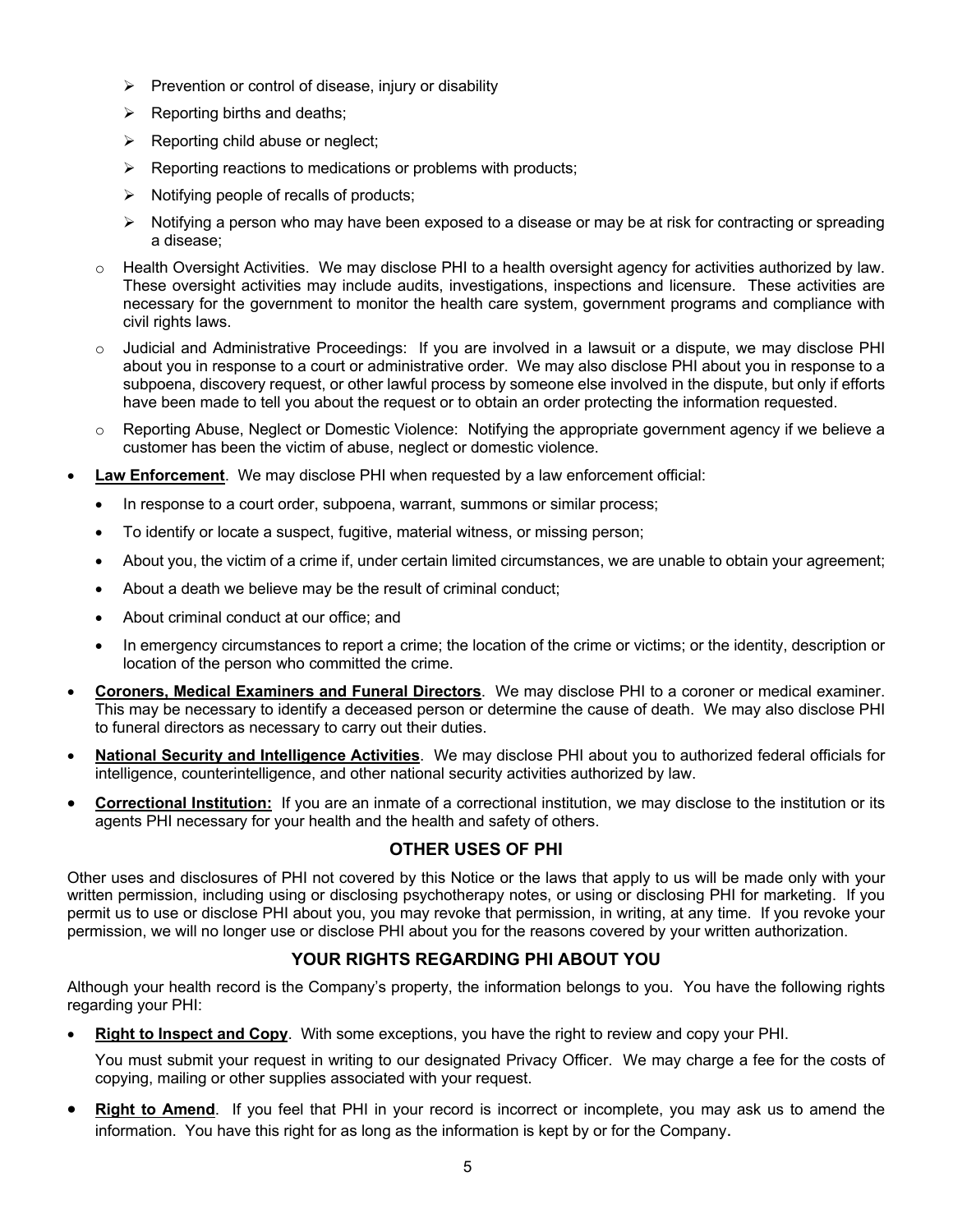- Prevention or control of disease, injury or disability
   - Reporting births and deaths;
   - Reporting child abuse or neglect;
   - Reporting reactions to medications or problems with products;
   - Notifying people of recalls of products;
   - Notifying a person who may have been exposed to a disease or may be at risk for contracting or spreading a disease;

  - Health Oversight Activities. We may disclose PHI to a health oversight agency for activities authorized by law. These oversight activities may include audits, investigations, inspections and licensure. These activities are necessary for the government to monitor the health care system, government programs and compliance with civil rights laws.
  - Judicial and Administrative Proceedings: If you are involved in a lawsuit or a dispute, we may disclose PHI about you in response to a court or administrative order. We may also disclose PHI about you in response to a subpoena, discovery request, or other lawful process by someone else involved in the dispute, but only if efforts have been made to tell you about the request or to obtain an order protecting the information requested.
  - Reporting Abuse, Neglect or Domestic Violence: Notifying the appropriate government agency if we believe a customer has been the victim of abuse, neglect or domestic violence.

- **Law Enforcement**. We may disclose PHI when requested by a law enforcement official:
  - In response to a court order, subpoena, warrant, summons or similar process;
  - To identify or locate a suspect, fugitive, material witness, or missing person;
  - About you, the victim of a crime if, under certain limited circumstances, we are unable to obtain your agreement;
  - About a death we believe may be the result of criminal conduct;
  - About criminal conduct at our office; and
  - In emergency circumstances to report a crime; the location of the crime or victims; or the identity, description or location of the person who committed the crime.
- **Coroners, Medical Examiners and Funeral Directors**. We may disclose PHI to a coroner or medical examiner. This may be necessary to identify a deceased person or determine the cause of death. We may also disclose PHI to funeral directors as necessary to carry out their duties.
- **National Security and Intelligence Activities**. We may disclose PHI about you to authorized federal officials for intelligence, counterintelligence, and other national security activities authorized by law.
- **Correctional Institution:** If you are an inmate of a correctional institution, we may disclose to the institution or its agents PHI necessary for your health and the health and safety of others.

## OTHER USES OF PHI

Other uses and disclosures of PHI not covered by this Notice or the laws that apply to us will be made only with your written permission, including using or disclosing psychotherapy notes, or using or disclosing PHI for marketing. If you permit us to use or disclose PHI about you, you may revoke that permission, in writing, at any time. If you revoke your permission, we will no longer use or disclose PHI about you for the reasons covered by your written authorization.

## YOUR RIGHTS REGARDING PHI ABOUT YOU

Although your health record is the Company's property, the information belongs to you. You have the following rights regarding your PHI:

- **Right to Inspect and Copy**. With some exceptions, you have the right to review and copy your PHI.

  You must submit your request in writing to our designated Privacy Officer. We may charge a fee for the costs of copying, mailing or other supplies associated with your request.

- **Right to Amend**. If you feel that PHI in your record is incorrect or incomplete, you may ask us to amend the information. You have this right for as long as the information is kept by or for the Company.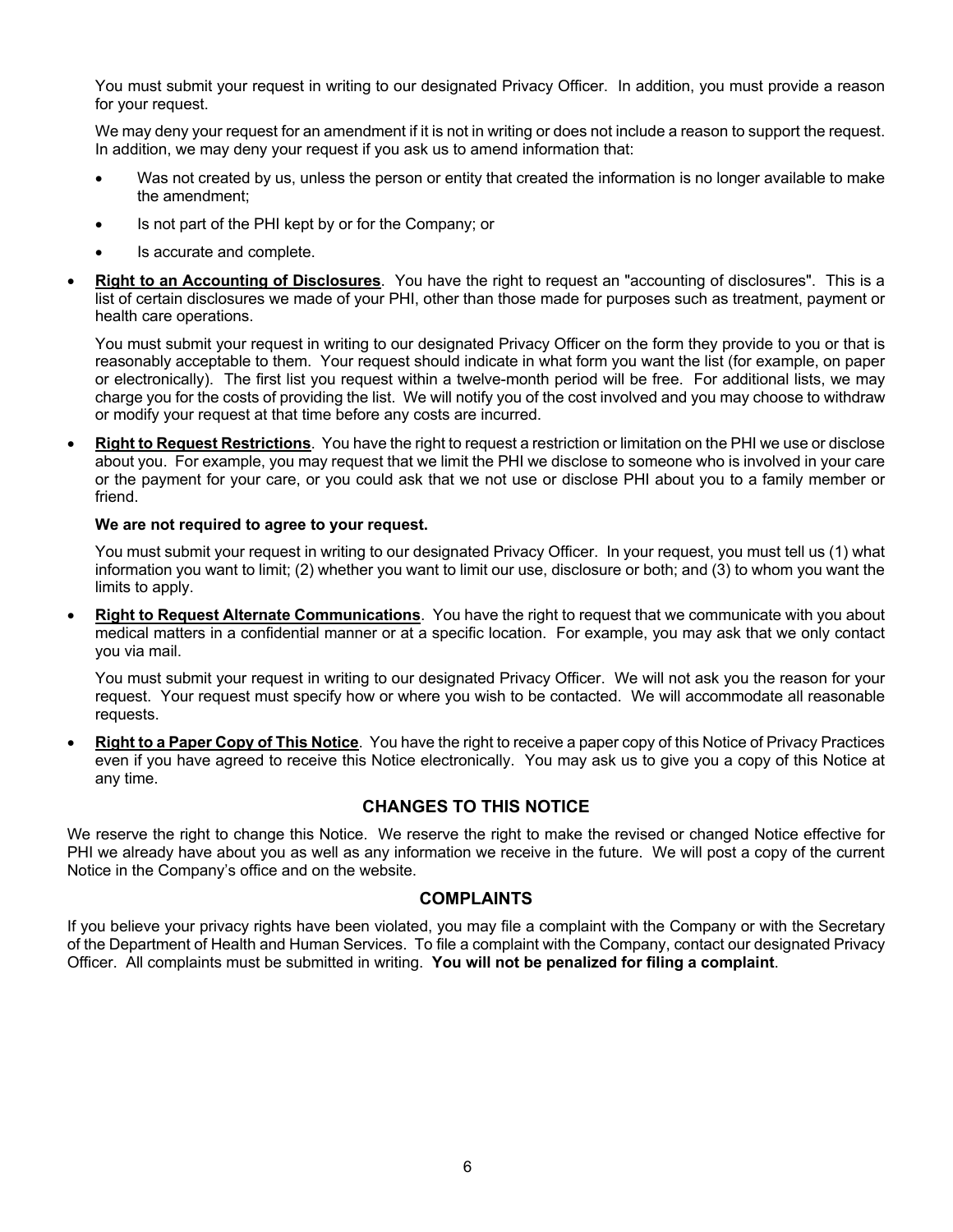You must submit your request in writing to our designated Privacy Officer. In addition, you must provide a reason for your request.

We may deny your request for an amendment if it is not in writing or does not include a reason to support the request. In addition, we may deny your request if you ask us to amend information that:

- Was not created by us, unless the person or entity that created the information is no longer available to make the amendment;
- Is not part of the PHI kept by or for the Company; or
- Is accurate and complete.

- **Right to an Accounting of Disclosures**. You have the right to request an "accounting of disclosures". This is a list of certain disclosures we made of your PHI, other than those made for purposes such as treatment, payment or health care operations.

  You must submit your request in writing to our designated Privacy Officer on the form they provide to you or that is reasonably acceptable to them. Your request should indicate in what form you want the list (for example, on paper or electronically). The first list you request within a twelve-month period will be free. For additional lists, we may charge you for the costs of providing the list. We will notify you of the cost involved and you may choose to withdraw or modify your request at that time before any costs are incurred.

- **Right to Request Restrictions**. You have the right to request a restriction or limitation on the PHI we use or disclose about you. For example, you may request that we limit the PHI we disclose to someone who is involved in your care or the payment for your care, or you could ask that we not use or disclose PHI about you to a family member or friend.

  **We are not required to agree to your request.**

  You must submit your request in writing to our designated Privacy Officer. In your request, you must tell us (1) what information you want to limit; (2) whether you want to limit our use, disclosure or both; and (3) to whom you want the limits to apply.

- **Right to Request Alternate Communications**. You have the right to request that we communicate with you about medical matters in a confidential manner or at a specific location. For example, you may ask that we only contact you via mail.

  You must submit your request in writing to our designated Privacy Officer. We will not ask you the reason for your request. Your request must specify how or where you wish to be contacted. We will accommodate all reasonable requests.

- **Right to a Paper Copy of This Notice**. You have the right to receive a paper copy of this Notice of Privacy Practices even if you have agreed to receive this Notice electronically. You may ask us to give you a copy of this Notice at any time.

## CHANGES TO THIS NOTICE

We reserve the right to change this Notice. We reserve the right to make the revised or changed Notice effective for PHI we already have about you as well as any information we receive in the future. We will post a copy of the current Notice in the Company's office and on the website.

## COMPLAINTS

If you believe your privacy rights have been violated, you may file a complaint with the Company or with the Secretary of the Department of Health and Human Services. To file a complaint with the Company, contact our designated Privacy Officer. All complaints must be submitted in writing. **You will not be penalized for filing a complaint**.